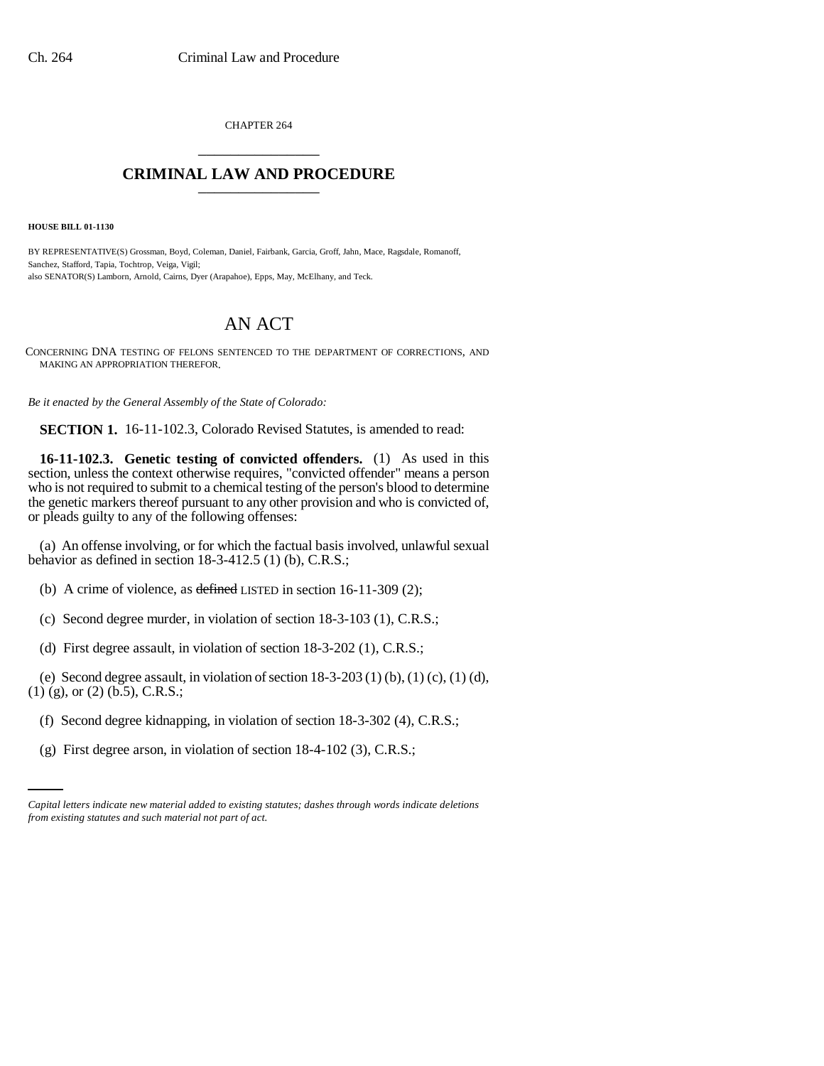CHAPTER 264

# CRIMINAL LAW AND PROCEDURE

**HOUSE BILL 01-1130**

BY REPRESENTATIVE(S) Grossman, Boyd, Coleman, Daniel, Fairbank, Garcia, Groff, Jahn, Mace, Ragsdale, Romanoff, Sanchez, Stafford, Tapia, Tochtrop, Veiga, Vigil;
also SENATOR(S) Lamborn, Arnold, Cairns, Dyer (Arapahoe), Epps, May, McElhany, and Teck.

## AN ACT

CONCERNING DNA TESTING OF FELONS SENTENCED TO THE DEPARTMENT OF CORRECTIONS, AND MAKING AN APPROPRIATION THEREFOR.

*Be it enacted by the General Assembly of the State of Colorado:*

**SECTION 1.** 16-11-102.3, Colorado Revised Statutes, is amended to read:

**16-11-102.3. Genetic testing of convicted offenders.** (1) As used in this section, unless the context otherwise requires, "convicted offender" means a person who is not required to submit to a chemical testing of the person's blood to determine the genetic markers thereof pursuant to any other provision and who is convicted of, or pleads guilty to any of the following offenses:

(a) An offense involving, or for which the factual basis involved, unlawful sexual behavior as defined in section 18-3-412.5 (1) (b), C.R.S.;

(b) A crime of violence, as ~~defined~~ LISTED in section 16-11-309 (2);

(c) Second degree murder, in violation of section 18-3-103 (1), C.R.S.;

(d) First degree assault, in violation of section 18-3-202 (1), C.R.S.;

(e) Second degree assault, in violation of section 18-3-203 (1) (b), (1) (c), (1) (d), (1) (g), or (2) (b.5), C.R.S.;

(f) Second degree kidnapping, in violation of section 18-3-302 (4), C.R.S.;

(g) First degree arson, in violation of section 18-4-102 (3), C.R.S.;

*Capital letters indicate new material added to existing statutes; dashes through words indicate deletions from existing statutes and such material not part of act.*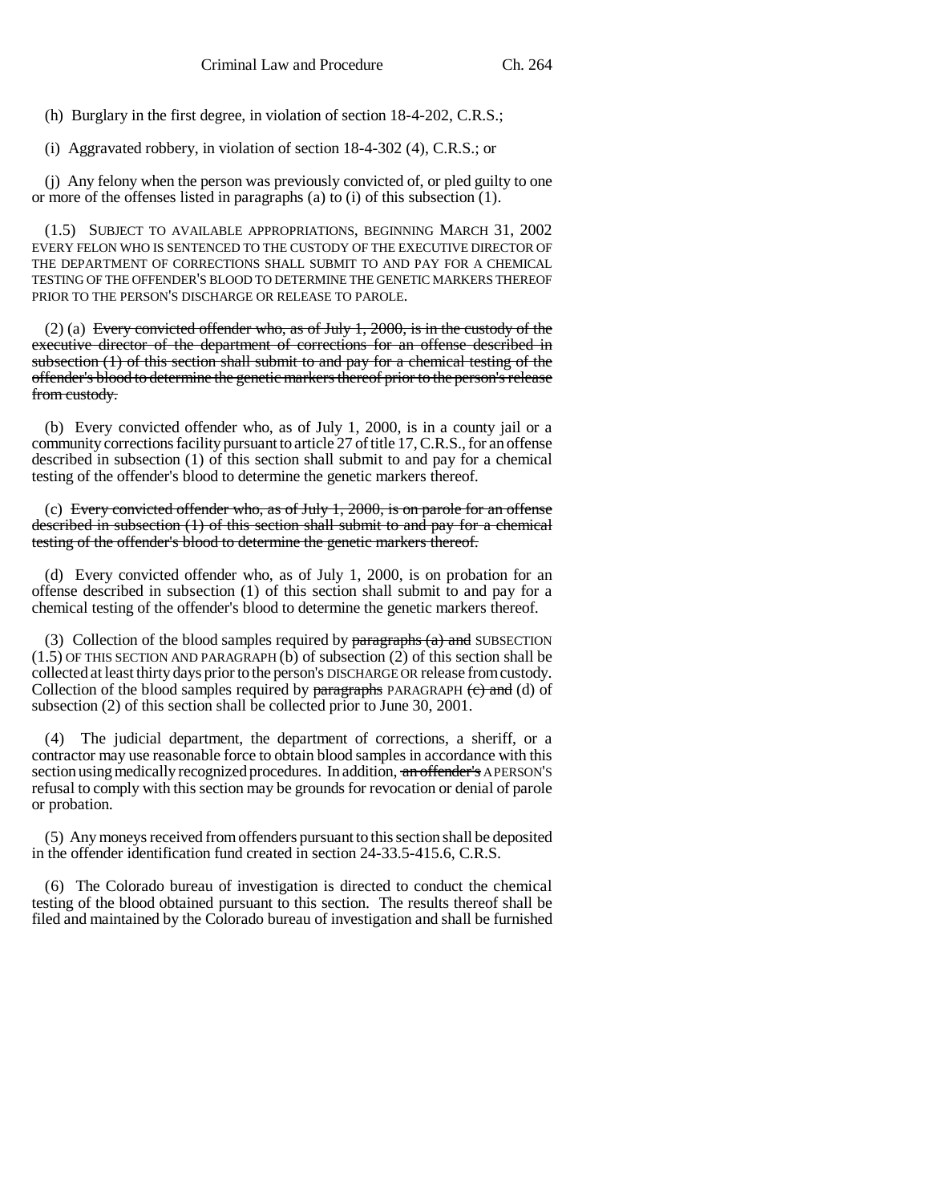(h) Burglary in the first degree, in violation of section 18-4-202, C.R.S.;

(i) Aggravated robbery, in violation of section 18-4-302 (4), C.R.S.; or

(j) Any felony when the person was previously convicted of, or pled guilty to one or more of the offenses listed in paragraphs (a) to (i) of this subsection (1).

(1.5) SUBJECT TO AVAILABLE APPROPRIATIONS, BEGINNING MARCH 31, 2002 EVERY FELON WHO IS SENTENCED TO THE CUSTODY OF THE EXECUTIVE DIRECTOR OF THE DEPARTMENT OF CORRECTIONS SHALL SUBMIT TO AND PAY FOR A CHEMICAL TESTING OF THE OFFENDER'S BLOOD TO DETERMINE THE GENETIC MARKERS THEREOF PRIOR TO THE PERSON'S DISCHARGE OR RELEASE TO PAROLE.

(2) (a) ~~Every convicted offender who, as of July 1, 2000, is in the custody of the executive director of the department of corrections for an offense described in subsection (1) of this section shall submit to and pay for a chemical testing of the offender's blood to determine the genetic markers thereof prior to the person's release from custody.~~

(b) Every convicted offender who, as of July 1, 2000, is in a county jail or a community corrections facility pursuant to article 27 of title 17, C.R.S., for an offense described in subsection (1) of this section shall submit to and pay for a chemical testing of the offender's blood to determine the genetic markers thereof.

(c) ~~Every convicted offender who, as of July 1, 2000, is on parole for an offense described in subsection (1) of this section shall submit to and pay for a chemical testing of the offender's blood to determine the genetic markers thereof.~~

(d) Every convicted offender who, as of July 1, 2000, is on probation for an offense described in subsection (1) of this section shall submit to and pay for a chemical testing of the offender's blood to determine the genetic markers thereof.

(3) Collection of the blood samples required by ~~paragraphs (a) and~~ SUBSECTION (1.5) OF THIS SECTION AND PARAGRAPH (b) of subsection (2) of this section shall be collected at least thirty days prior to the person's DISCHARGE OR release from custody. Collection of the blood samples required by ~~paragraphs~~ PARAGRAPH ~~(c) and~~ (d) of subsection (2) of this section shall be collected prior to June 30, 2001.

(4) The judicial department, the department of corrections, a sheriff, or a contractor may use reasonable force to obtain blood samples in accordance with this section using medically recognized procedures. In addition, ~~an offender's~~ A PERSON'S refusal to comply with this section may be grounds for revocation or denial of parole or probation.

(5) Any moneys received from offenders pursuant to this section shall be deposited in the offender identification fund created in section 24-33.5-415.6, C.R.S.

(6) The Colorado bureau of investigation is directed to conduct the chemical testing of the blood obtained pursuant to this section. The results thereof shall be filed and maintained by the Colorado bureau of investigation and shall be furnished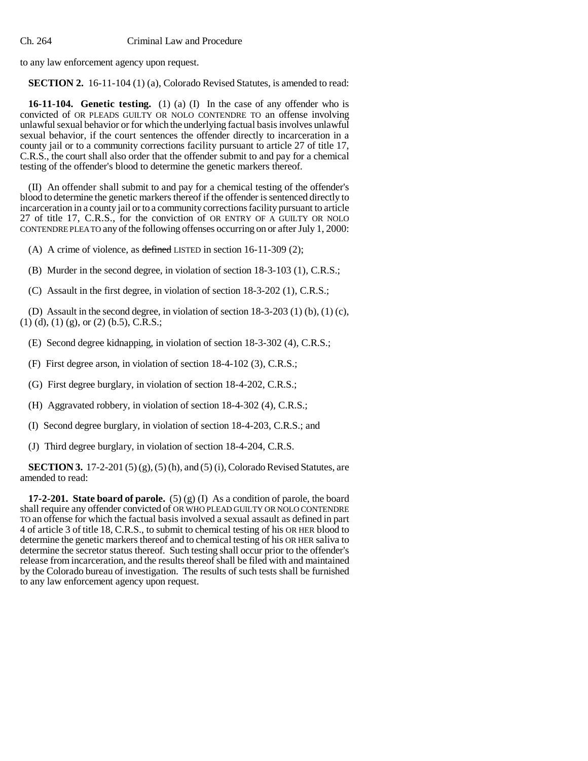to any law enforcement agency upon request.

**SECTION 2.** 16-11-104 (1) (a), Colorado Revised Statutes, is amended to read:

**16-11-104. Genetic testing.** (1) (a) (I) In the case of any offender who is convicted of OR PLEADS GUILTY OR NOLO CONTENDRE TO an offense involving unlawful sexual behavior or for which the underlying factual basis involves unlawful sexual behavior, if the court sentences the offender directly to incarceration in a county jail or to a community corrections facility pursuant to article 27 of title 17, C.R.S., the court shall also order that the offender submit to and pay for a chemical testing of the offender's blood to determine the genetic markers thereof.

(II) An offender shall submit to and pay for a chemical testing of the offender's blood to determine the genetic markers thereof if the offender is sentenced directly to incarceration in a county jail or to a community corrections facility pursuant to article 27 of title 17, C.R.S., for the conviction of OR ENTRY OF A GUILTY OR NOLO CONTENDRE PLEA TO any of the following offenses occurring on or after July 1, 2000:

(A) A crime of violence, as ~~defined~~ LISTED in section 16-11-309 (2);

(B) Murder in the second degree, in violation of section 18-3-103 (1), C.R.S.;

(C) Assault in the first degree, in violation of section 18-3-202 (1), C.R.S.;

(D) Assault in the second degree, in violation of section 18-3-203 (1) (b), (1) (c), (1) (d), (1) (g), or (2) (b.5), C.R.S.;

(E) Second degree kidnapping, in violation of section 18-3-302 (4), C.R.S.;

(F) First degree arson, in violation of section 18-4-102 (3), C.R.S.;

(G) First degree burglary, in violation of section 18-4-202, C.R.S.;

(H) Aggravated robbery, in violation of section 18-4-302 (4), C.R.S.;

(I) Second degree burglary, in violation of section 18-4-203, C.R.S.; and

(J) Third degree burglary, in violation of section 18-4-204, C.R.S.

**SECTION 3.** 17-2-201 (5) (g), (5) (h), and (5) (i), Colorado Revised Statutes, are amended to read:

**17-2-201. State board of parole.** (5) (g) (I) As a condition of parole, the board shall require any offender convicted of OR WHO PLEAD GUILTY OR NOLO CONTENDRE TO an offense for which the factual basis involved a sexual assault as defined in part 4 of article 3 of title 18, C.R.S., to submit to chemical testing of his OR HER blood to determine the genetic markers thereof and to chemical testing of his OR HER saliva to determine the secretor status thereof. Such testing shall occur prior to the offender's release from incarceration, and the results thereof shall be filed with and maintained by the Colorado bureau of investigation. The results of such tests shall be furnished to any law enforcement agency upon request.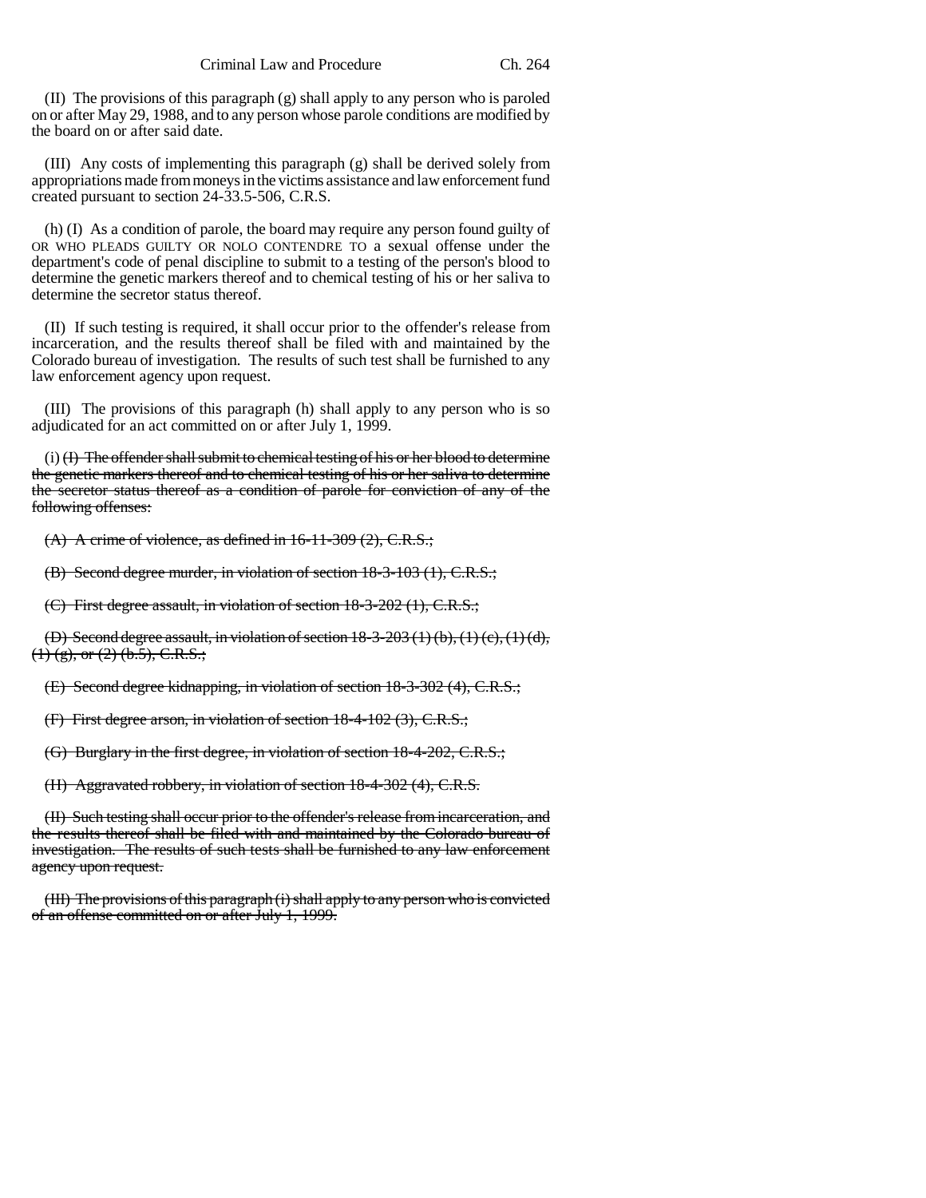(II) The provisions of this paragraph (g) shall apply to any person who is paroled on or after May 29, 1988, and to any person whose parole conditions are modified by the board on or after said date.

(III) Any costs of implementing this paragraph (g) shall be derived solely from appropriations made from moneys in the victims assistance and law enforcement fund created pursuant to section 24-33.5-506, C.R.S.

(h) (I) As a condition of parole, the board may require any person found guilty of OR WHO PLEADS GUILTY OR NOLO CONTENDRE TO a sexual offense under the department's code of penal discipline to submit to a testing of the person's blood to determine the genetic markers thereof and to chemical testing of his or her saliva to determine the secretor status thereof.

(II) If such testing is required, it shall occur prior to the offender's release from incarceration, and the results thereof shall be filed with and maintained by the Colorado bureau of investigation. The results of such test shall be furnished to any law enforcement agency upon request.

(III) The provisions of this paragraph (h) shall apply to any person who is so adjudicated for an act committed on or after July 1, 1999.

(i) ~~(I) The offender shall submit to chemical testing of his or her blood to determine the genetic markers thereof and to chemical testing of his or her saliva to determine the secretor status thereof as a condition of parole for conviction of any of the following offenses:~~

~~(A) A crime of violence, as defined in 16-11-309 (2), C.R.S.;~~

~~(B) Second degree murder, in violation of section 18-3-103 (1), C.R.S.;~~

~~(C) First degree assault, in violation of section 18-3-202 (1), C.R.S.;~~

~~(D) Second degree assault, in violation of section 18-3-203 (1) (b), (1) (c), (1) (d), (1) (g), or (2) (b.5), C.R.S.;~~

~~(E) Second degree kidnapping, in violation of section 18-3-302 (4), C.R.S.;~~

~~(F) First degree arson, in violation of section 18-4-102 (3), C.R.S.;~~

~~(G) Burglary in the first degree, in violation of section 18-4-202, C.R.S.;~~

~~(H) Aggravated robbery, in violation of section 18-4-302 (4), C.R.S.~~

~~(II) Such testing shall occur prior to the offender's release from incarceration, and the results thereof shall be filed with and maintained by the Colorado bureau of investigation. The results of such tests shall be furnished to any law enforcement agency upon request.~~

~~(III) The provisions of this paragraph (i) shall apply to any person who is convicted of an offense committed on or after July 1, 1999.~~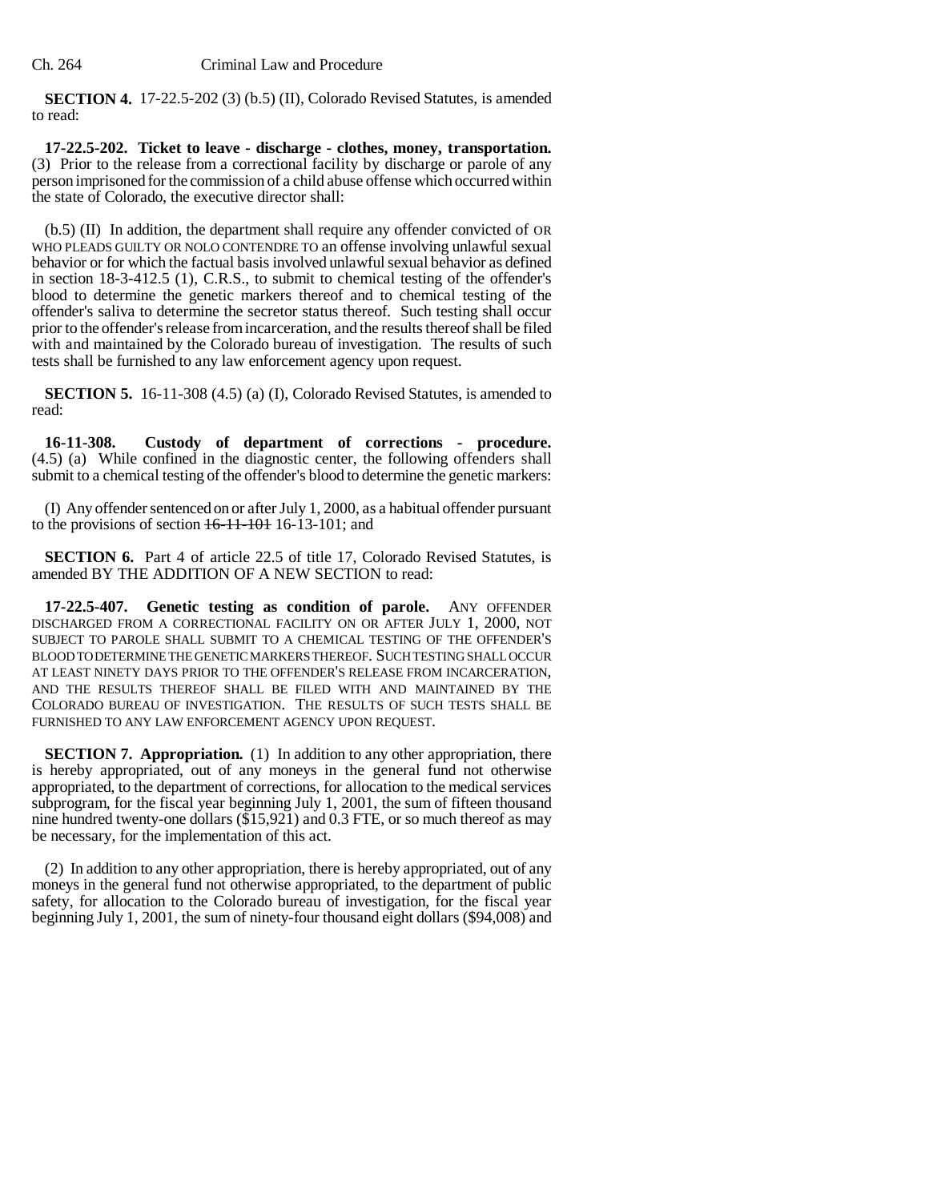**SECTION 4.** 17-22.5-202 (3) (b.5) (II), Colorado Revised Statutes, is amended to read:

**17-22.5-202. Ticket to leave - discharge - clothes, money, transportation.** (3) Prior to the release from a correctional facility by discharge or parole of any person imprisoned for the commission of a child abuse offense which occurred within the state of Colorado, the executive director shall:

(b.5) (II) In addition, the department shall require any offender convicted of OR WHO PLEADS GUILTY OR NOLO CONTENDRE TO an offense involving unlawful sexual behavior or for which the factual basis involved unlawful sexual behavior as defined in section 18-3-412.5 (1), C.R.S., to submit to chemical testing of the offender's blood to determine the genetic markers thereof and to chemical testing of the offender's saliva to determine the secretor status thereof. Such testing shall occur prior to the offender's release from incarceration, and the results thereof shall be filed with and maintained by the Colorado bureau of investigation. The results of such tests shall be furnished to any law enforcement agency upon request.

**SECTION 5.** 16-11-308 (4.5) (a) (I), Colorado Revised Statutes, is amended to read:

**16-11-308. Custody of department of corrections - procedure.** (4.5) (a) While confined in the diagnostic center, the following offenders shall submit to a chemical testing of the offender's blood to determine the genetic markers:

(I) Any offender sentenced on or after July 1, 2000, as a habitual offender pursuant to the provisions of section ~~16-11-101~~ 16-13-101; and

**SECTION 6.** Part 4 of article 22.5 of title 17, Colorado Revised Statutes, is amended BY THE ADDITION OF A NEW SECTION to read:

**17-22.5-407. Genetic testing as condition of parole.** ANY OFFENDER DISCHARGED FROM A CORRECTIONAL FACILITY ON OR AFTER JULY 1, 2000, NOT SUBJECT TO PAROLE SHALL SUBMIT TO A CHEMICAL TESTING OF THE OFFENDER'S BLOOD TO DETERMINE THE GENETIC MARKERS THEREOF. SUCH TESTING SHALL OCCUR AT LEAST NINETY DAYS PRIOR TO THE OFFENDER'S RELEASE FROM INCARCERATION, AND THE RESULTS THEREOF SHALL BE FILED WITH AND MAINTAINED BY THE COLORADO BUREAU OF INVESTIGATION. THE RESULTS OF SUCH TESTS SHALL BE FURNISHED TO ANY LAW ENFORCEMENT AGENCY UPON REQUEST.

**SECTION 7. Appropriation.** (1) In addition to any other appropriation, there is hereby appropriated, out of any moneys in the general fund not otherwise appropriated, to the department of corrections, for allocation to the medical services subprogram, for the fiscal year beginning July 1, 2001, the sum of fifteen thousand nine hundred twenty-one dollars ($15,921) and 0.3 FTE, or so much thereof as may be necessary, for the implementation of this act.

(2) In addition to any other appropriation, there is hereby appropriated, out of any moneys in the general fund not otherwise appropriated, to the department of public safety, for allocation to the Colorado bureau of investigation, for the fiscal year beginning July 1, 2001, the sum of ninety-four thousand eight dollars ($94,008) and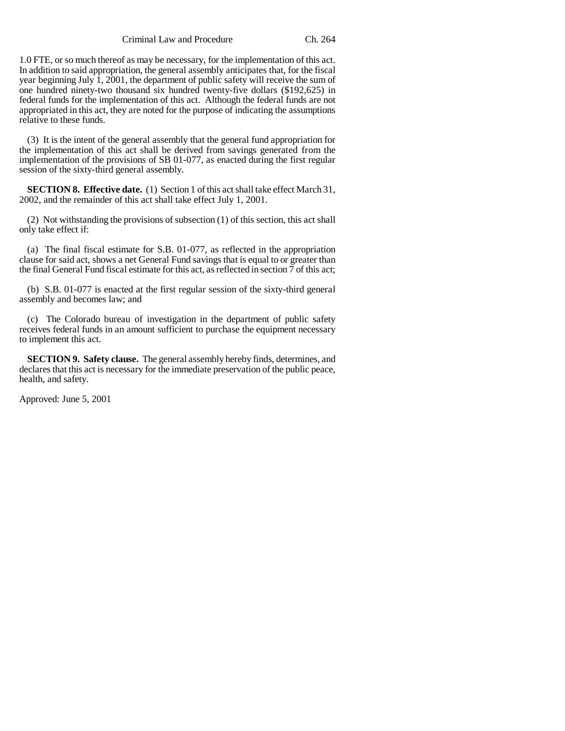1.0 FTE, or so much thereof as may be necessary, for the implementation of this act. In addition to said appropriation, the general assembly anticipates that, for the fiscal year beginning July 1, 2001, the department of public safety will receive the sum of one hundred ninety-two thousand six hundred twenty-five dollars ($192,625) in federal funds for the implementation of this act. Although the federal funds are not appropriated in this act, they are noted for the purpose of indicating the assumptions relative to these funds.

(3) It is the intent of the general assembly that the general fund appropriation for the implementation of this act shall be derived from savings generated from the implementation of the provisions of SB 01-077, as enacted during the first regular session of the sixty-third general assembly.

**SECTION 8. Effective date.** (1) Section 1 of this act shall take effect March 31, 2002, and the remainder of this act shall take effect July 1, 2001.

(2) Not withstanding the provisions of subsection (1) of this section, this act shall only take effect if:

(a) The final fiscal estimate for S.B. 01-077, as reflected in the appropriation clause for said act, shows a net General Fund savings that is equal to or greater than the final General Fund fiscal estimate for this act, as reflected in section 7 of this act;

(b) S.B. 01-077 is enacted at the first regular session of the sixty-third general assembly and becomes law; and

(c) The Colorado bureau of investigation in the department of public safety receives federal funds in an amount sufficient to purchase the equipment necessary to implement this act.

**SECTION 9. Safety clause.** The general assembly hereby finds, determines, and declares that this act is necessary for the immediate preservation of the public peace, health, and safety.

Approved: June 5, 2001